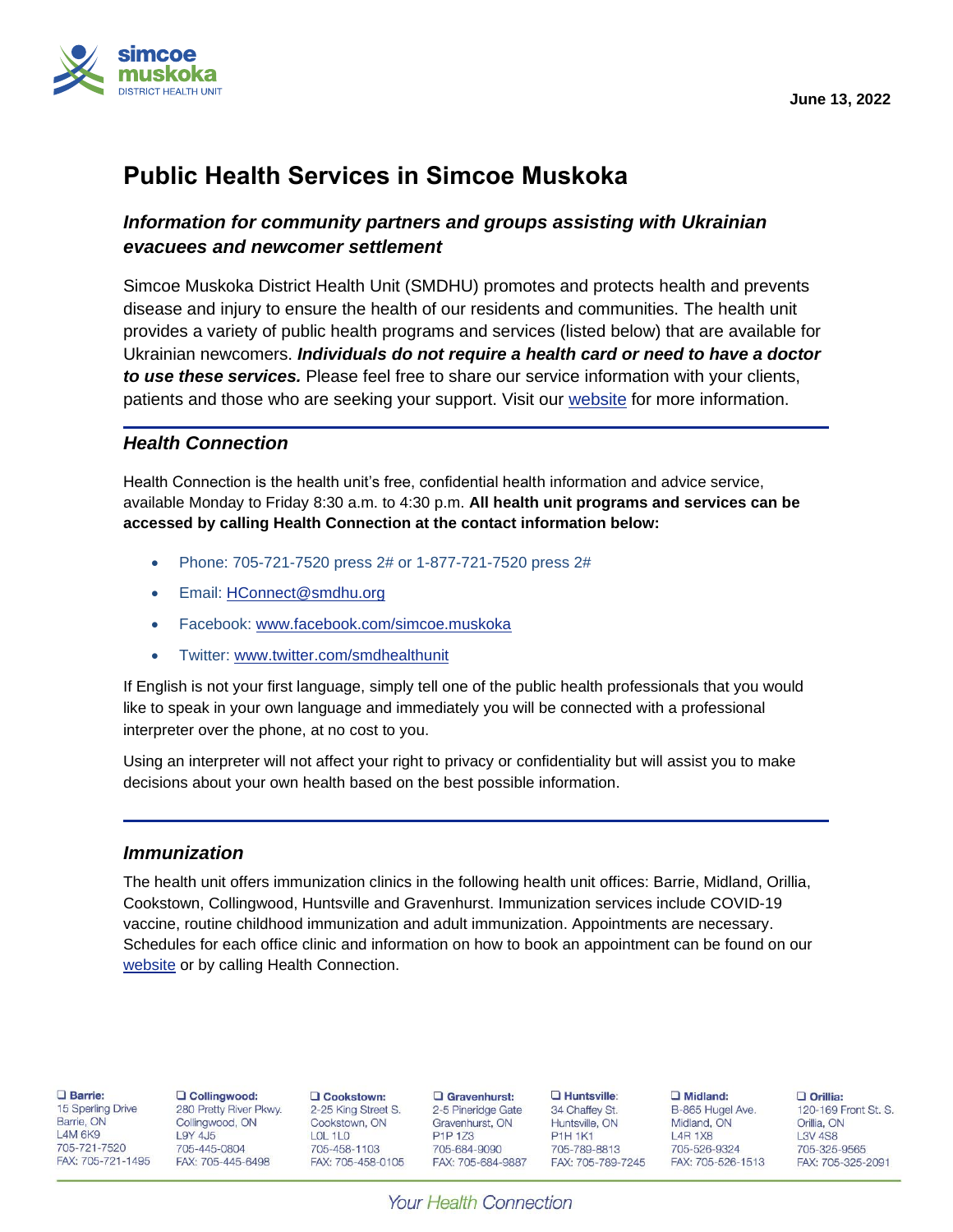June 13, 2022

# Public Health Services in Simcoe Muskoka

### *Information for community partners and groups assisting with Ukrainian evacuees and newcomer settlement*

Simcoe Muskoka District Health Unit (SMDHU) promotes and protects health and prevents disease and injury to ensure the health of our residents and communities. The health unit provides a variety of public health programs and services (listed below) that are available for Ukrainian newcomers. ***Individuals do not require a health card or need to have a doctor to use these services.*** Please feel free to share our service information with your clients, patients and those who are seeking your support. Visit our website for more information.

## *Health Connection*

Health Connection is the health unit's free, confidential health information and advice service, available Monday to Friday 8:30 a.m. to 4:30 p.m. **All health unit programs and services can be accessed by calling Health Connection at the contact information below:**

- Phone: 705-721-7520 press 2# or 1-877-721-7520 press 2#
- Email: HConnect@smdhu.org
- Facebook: www.facebook.com/simcoe.muskoka
- Twitter: www.twitter.com/smdhealthunit

If English is not your first language, simply tell one of the public health professionals that you would like to speak in your own language and immediately you will be connected with a professional interpreter over the phone, at no cost to you.

Using an interpreter will not affect your right to privacy or confidentiality but will assist you to make decisions about your own health based on the best possible information.

## *Immunization*

The health unit offers immunization clinics in the following health unit offices: Barrie, Midland, Orillia, Cookstown, Collingwood, Huntsville and Gravenhurst. Immunization services include COVID-19 vaccine, routine childhood immunization and adult immunization. Appointments are necessary. Schedules for each office clinic and information on how to book an appointment can be found on our website or by calling Health Connection.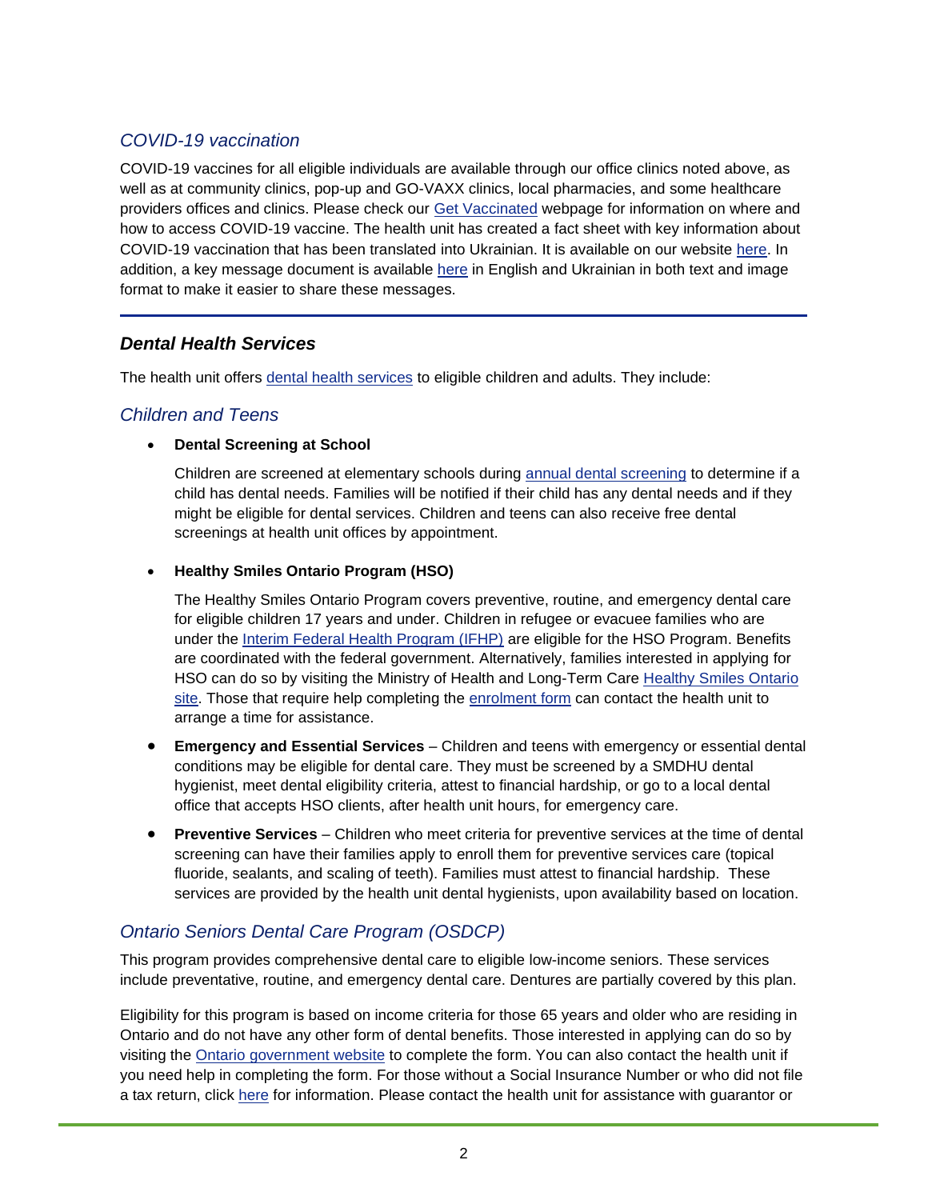### *COVID-19 vaccination*

COVID-19 vaccines for all eligible individuals are available through our office clinics noted above, as well as at community clinics, pop-up and GO-VAXX clinics, local pharmacies, and some healthcare providers offices and clinics. Please check our Get Vaccinated webpage for information on where and how to access COVID-19 vaccine. The health unit has created a fact sheet with key information about COVID-19 vaccination that has been translated into Ukrainian. It is available on our website here. In addition, a key message document is available here in English and Ukrainian in both text and image format to make it easier to share these messages.

---

## ***Dental Health Services***

The health unit offers dental health services to eligible children and adults. They include:

### *Children and Teens*

- **Dental Screening at School**

  Children are screened at elementary schools during annual dental screening to determine if a child has dental needs. Families will be notified if their child has any dental needs and if they might be eligible for dental services. Children and teens can also receive free dental screenings at health unit offices by appointment.

- **Healthy Smiles Ontario Program (HSO)**

  The Healthy Smiles Ontario Program covers preventive, routine, and emergency dental care for eligible children 17 years and under. Children in refugee or evacuee families who are under the Interim Federal Health Program (IFHP) are eligible for the HSO Program. Benefits are coordinated with the federal government. Alternatively, families interested in applying for HSO can do so by visiting the Ministry of Health and Long-Term Care Healthy Smiles Ontario site. Those that require help completing the enrolment form can contact the health unit to arrange a time for assistance.

- **Emergency and Essential Services** – Children and teens with emergency or essential dental conditions may be eligible for dental care. They must be screened by a SMDHU dental hygienist, meet dental eligibility criteria, attest to financial hardship, or go to a local dental office that accepts HSO clients, after health unit hours, for emergency care.

- **Preventive Services** – Children who meet criteria for preventive services at the time of dental screening can have their families apply to enroll them for preventive services care (topical fluoride, sealants, and scaling of teeth). Families must attest to financial hardship. These services are provided by the health unit dental hygienists, upon availability based on location.

### *Ontario Seniors Dental Care Program (OSDCP)*

This program provides comprehensive dental care to eligible low-income seniors. These services include preventative, routine, and emergency dental care. Dentures are partially covered by this plan.

Eligibility for this program is based on income criteria for those 65 years and older who are residing in Ontario and do not have any other form of dental benefits. Those interested in applying can do so by visiting the Ontario government website to complete the form. You can also contact the health unit if you need help in completing the form. For those without a Social Insurance Number or who did not file a tax return, click here for information. Please contact the health unit for assistance with guarantor or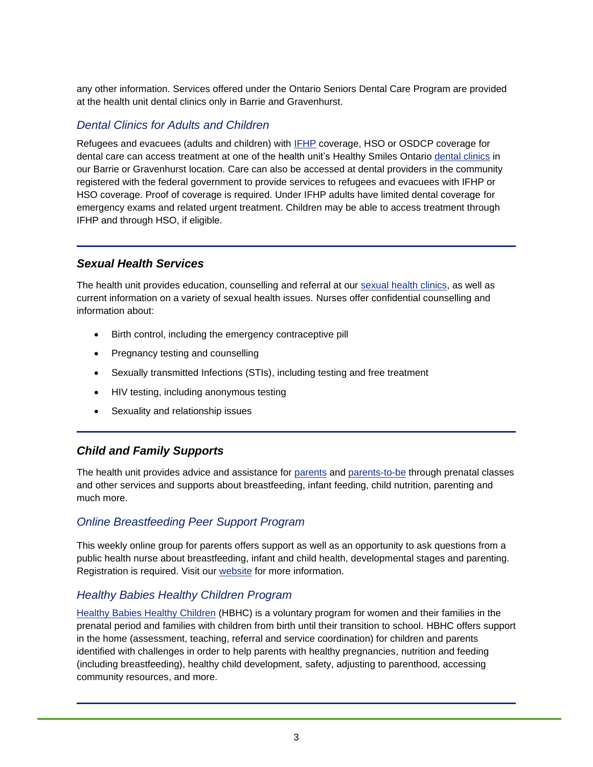any other information. Services offered under the Ontario Seniors Dental Care Program are provided at the health unit dental clinics only in Barrie and Gravenhurst.

### *Dental Clinics for Adults and Children*

Refugees and evacuees (adults and children) with IFHP coverage, HSO or OSDCP coverage for dental care can access treatment at one of the health unit's Healthy Smiles Ontario dental clinics in our Barrie or Gravenhurst location. Care can also be accessed at dental providers in the community registered with the federal government to provide services to refugees and evacuees with IFHP or HSO coverage. Proof of coverage is required. Under IFHP adults have limited dental coverage for emergency exams and related urgent treatment. Children may be able to access treatment through IFHP and through HSO, if eligible.

---

## ***Sexual Health Services***

The health unit provides education, counselling and referral at our sexual health clinics, as well as current information on a variety of sexual health issues. Nurses offer confidential counselling and information about:

- Birth control, including the emergency contraceptive pill
- Pregnancy testing and counselling
- Sexually transmitted Infections (STIs), including testing and free treatment
- HIV testing, including anonymous testing
- Sexuality and relationship issues

---

## ***Child and Family Supports***

The health unit provides advice and assistance for parents and parents-to-be through prenatal classes and other services and supports about breastfeeding, infant feeding, child nutrition, parenting and much more.

### *Online Breastfeeding Peer Support Program*

This weekly online group for parents offers support as well as an opportunity to ask questions from a public health nurse about breastfeeding, infant and child health, developmental stages and parenting. Registration is required. Visit our website for more information.

### *Healthy Babies Healthy Children Program*

Healthy Babies Healthy Children (HBHC) is a voluntary program for women and their families in the prenatal period and families with children from birth until their transition to school. HBHC offers support in the home (assessment, teaching, referral and service coordination) for children and parents identified with challenges in order to help parents with healthy pregnancies, nutrition and feeding (including breastfeeding), healthy child development, safety, adjusting to parenthood, accessing community resources, and more.

---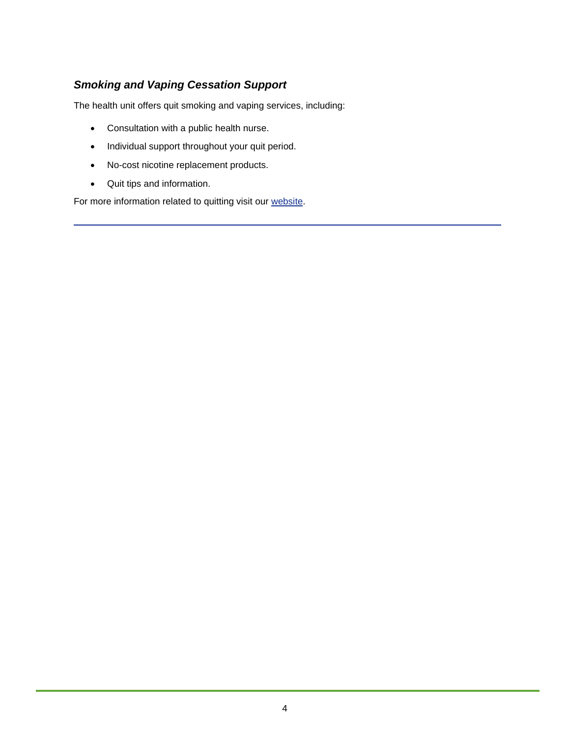### ***Smoking and Vaping Cessation Support***

The health unit offers quit smoking and vaping services, including:

- Consultation with a public health nurse.
- Individual support throughout your quit period.
- No-cost nicotine replacement products.
- Quit tips and information.

For more information related to quitting visit our website.